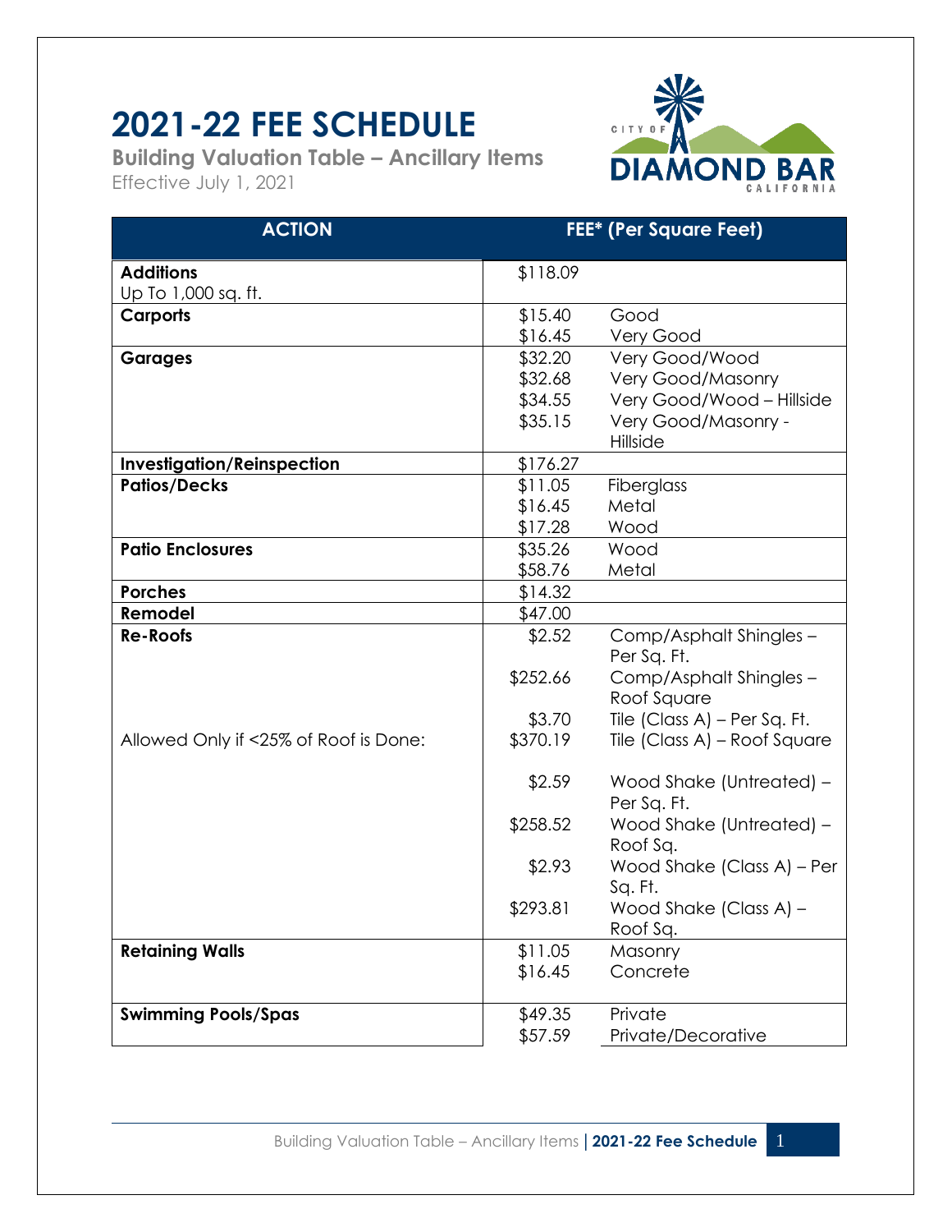# 2021-22 FEE SCHEDULE

**Building Valuation Table – Ancillary Items**

Effective July 1, 2021

| ACTION | FEE* (Per Square Feet) | |
|---|---|---|
| **Additions** Up To 1,000 sq. ft. | $118.09 | |
| **Carports** | $15.40 | Good |
| | $16.45 | Very Good |
| **Garages** | $32.20 | Very Good/Wood |
| | $32.68 | Very Good/Masonry |
| | $34.55 | Very Good/Wood – Hillside |
| | $35.15 | Very Good/Masonry - Hillside |
| **Investigation/Reinspection** | $176.27 | |
| **Patios/Decks** | $11.05 | Fiberglass |
| | $16.45 | Metal |
| | $17.28 | Wood |
| **Patio Enclosures** | $35.26 | Wood |
| | $58.76 | Metal |
| **Porches** | $14.32 | |
| **Remodel** | $47.00 | |
| **Re-Roofs** | $2.52 | Comp/Asphalt Shingles – Per Sq. Ft. |
| | $252.66 | Comp/Asphalt Shingles – Roof Square |
| | $3.70 | Tile (Class A) – Per Sq. Ft. |
| Allowed Only if <25% of Roof is Done: | $370.19 | Tile (Class A) – Roof Square |
| | $2.59 | Wood Shake (Untreated) – Per Sq. Ft. |
| | $258.52 | Wood Shake (Untreated) – Roof Sq. |
| | $2.93 | Wood Shake (Class A) – Per Sq. Ft. |
| | $293.81 | Wood Shake (Class A) – Roof Sq. |
| **Retaining Walls** | $11.05 | Masonry |
| | $16.45 | Concrete |
| **Swimming Pools/Spas** | $49.35 | Private |
| | $57.59 | Private/Decorative |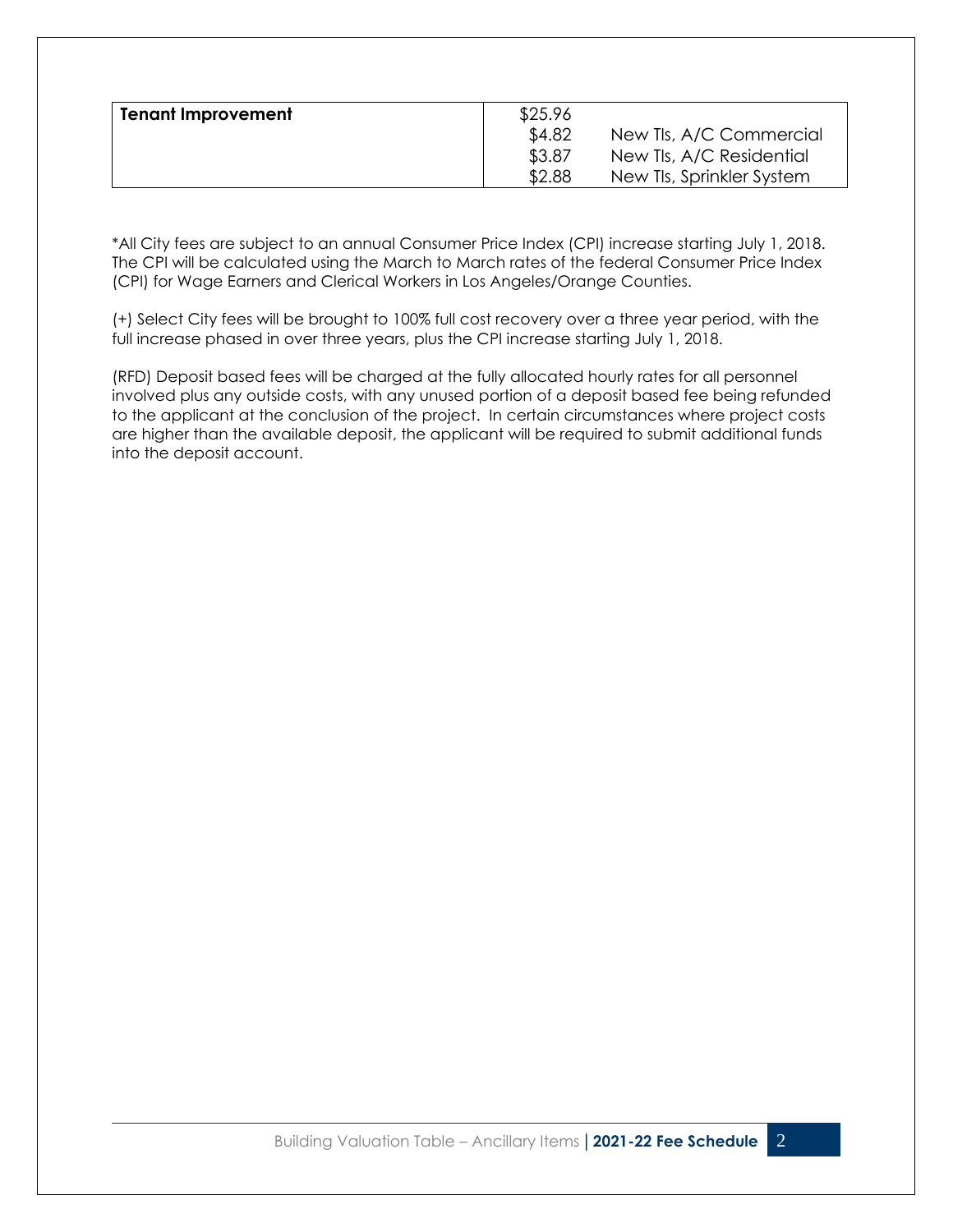| | | |
|---|---|---|
| **Tenant Improvement** | $25.96 | |
| | $4.82 | New TIs, A/C Commercial |
| | $3.87 | New TIs, A/C Residential |
| | $2.88 | New TIs, Sprinkler System |

*All City fees are subject to an annual Consumer Price Index (CPI) increase starting July 1, 2018. The CPI will be calculated using the March to March rates of the federal Consumer Price Index (CPI) for Wage Earners and Clerical Workers in Los Angeles/Orange Counties.

(+) Select City fees will be brought to 100% full cost recovery over a three year period, with the full increase phased in over three years, plus the CPI increase starting July 1, 2018.

(RFD) Deposit based fees will be charged at the fully allocated hourly rates for all personnel involved plus any outside costs, with any unused portion of a deposit based fee being refunded to the applicant at the conclusion of the project. In certain circumstances where project costs are higher than the available deposit, the applicant will be required to submit additional funds into the deposit account.